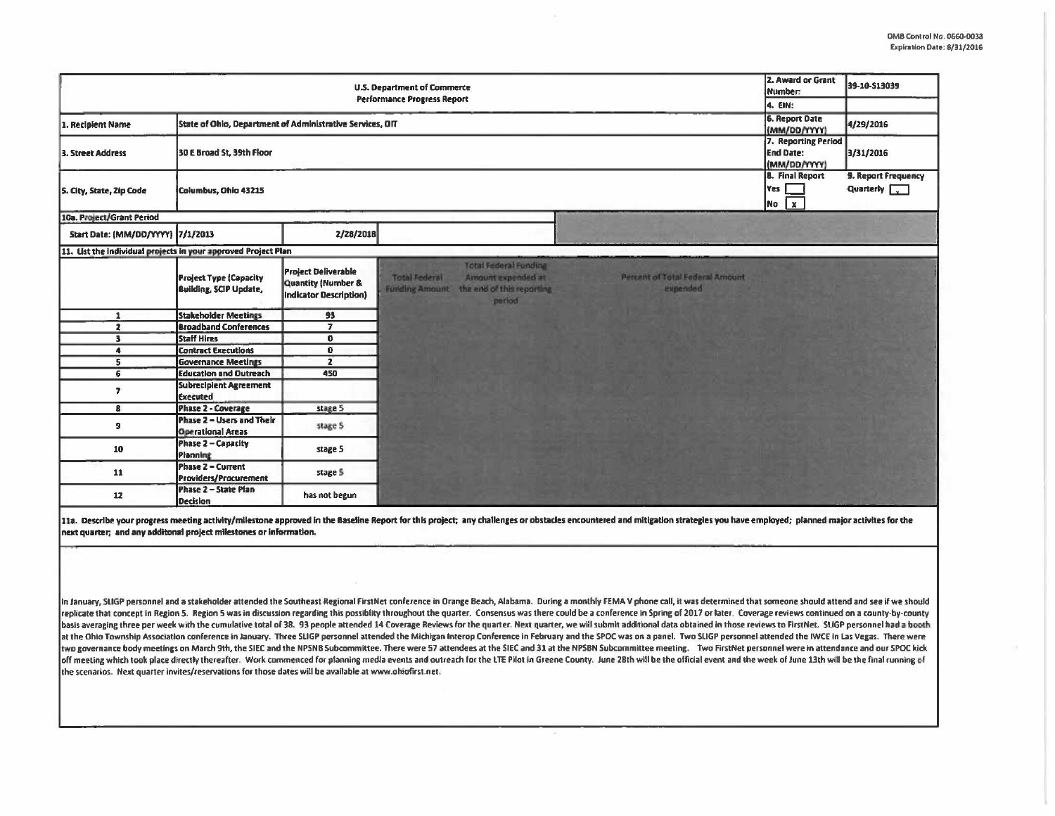OMB Control No. 0660-0038
Expiration Date: 8/31/2016

| U.S. Department of Commerce Performance Progress Report | | 2. Award or Grant Number: | 39-10-S13039 |
|---|---|---|---|
| | | 4. EIN: | |
| 1. Recipient Name | State of Ohio, Department of Administrative Services, OIT | 6. Report Date (MM/DD/YYYY) | 4/29/2016 |
| 3. Street Address | 30 E Broad St, 39th Floor | 7. Reporting Period End Date: (MM/DD/YYYY) | 3/31/2016 |
| 5. City, State, Zip Code | Columbus, Ohio 43215 | 8. Final Report Yes [ ] No [x] | 9. Report Frequency Quarterly [x] |

10a. Project/Grant Period

| Start Date: (MM/DD/YYYY) | 7/1/2013 | 2/28/2018 |
|---|---|---|

11. List the individual projects in your approved Project Plan

| | Project Type (Capacity Building, SCIP Update, | Project Deliverable Quantity (Number & Indicator Description) | Total Federal Funding Amount | Total Federal Funding Amount expended at the end of this reporting period | Percent of Total Federal Amount expended |
|---|---|---|---|---|---|
| 1 | Stakeholder Meetings | 93 | | | |
| 2 | Broadband Conferences | 7 | | | |
| 3 | Staff Hires | 0 | | | |
| 4 | Contract Executions | 0 | | | |
| 5 | Governance Meetings | 2 | | | |
| 6 | Education and Outreach | 450 | | | |
| 7 | Subrecipient Agreement Executed | | | | |
| 8 | Phase 2 - Coverage | stage 5 | | | |
| 9 | Phase 2 – Users and Their Operational Areas | stage 5 | | | |
| 10 | Phase 2 – Capacity Planning | stage 5 | | | |
| 11 | Phase 2 – Current Providers/Procurement | stage 5 | | | |
| 12 | Phase 2 – State Plan Decision | has not begun | | | |

11a. Describe your progress meeting activity/milestone approved in the Baseline Report for this project; any challenges or obstacles encountered and mitigation strategies you have employed; planned major activites for the next quarter; and any additonal project milestones or information.

In January, SLIGP personnel and a stakeholder attended the Southeast Regional FirstNet conference in Orange Beach, Alabama. During a monthly FEMA V phone call, it was determined that someone should attend and see if we should replicate that concept in Region 5. Region 5 was in discussion regarding this possiblity throughout the quarter. Consensus was there could be a conference in Spring of 2017 or later. Coverage reviews continued on a county-by-county basis averaging three per week with the cumulative total of 38. 93 people attended 14 Coverage Reviews for the quarter. Next quarter, we will submit additional data obtained in those reviews to FirstNet. SLIGP personnel had a booth at the Ohio Township Association conference in January. Three SLIGP personnel attended the Michigan Interop Conference in February and the SPOC was on a panel. Two SLIGP personnel attended the IWCE in Las Vegas. There were two governance body meetings on March 9th, the SIEC and the NPSNB Subcommittee. There were 57 attendees at the SIEC and 31 at the NPSBN Subcommittee meeting. Two FirstNet personnel were in attendance and our SPOC kick off meeting which took place directly thereafter. Work commenced for planning media events and outreach for the LTE Pilot in Greene County. June 28th will be the official event and the week of June 13th will be the final running of the scenarios. Next quarter invites/reservations for those dates will be available at www.ohiofirst.net.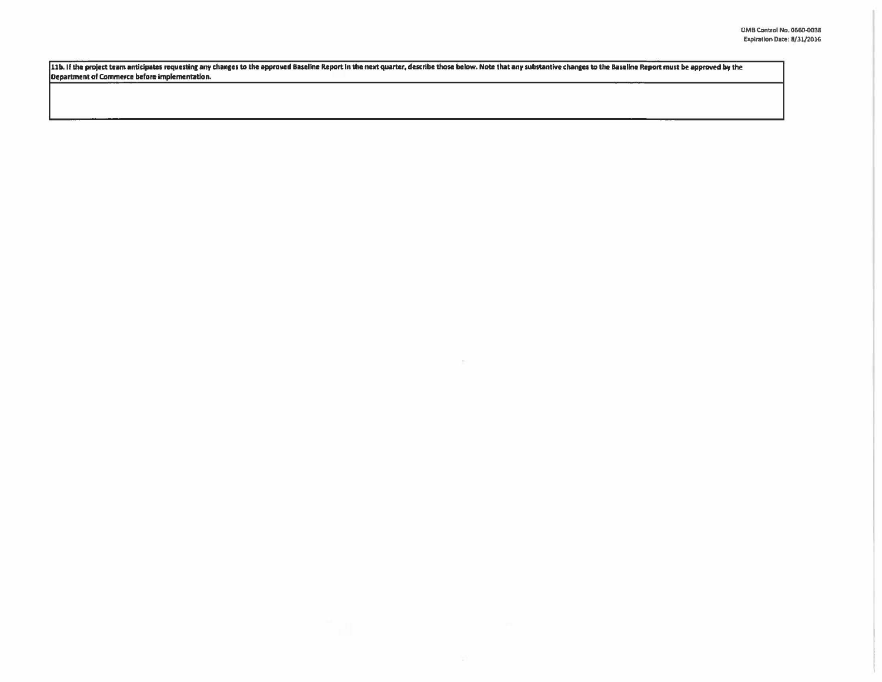| 11b. If the project team anticipates requesting any changes to the approved Baseline Report in the next quarter, describe those below. Note that any substantive changes to the Baseline Report must be approved by the Department of Commerce before implementation. |
| --- |
| |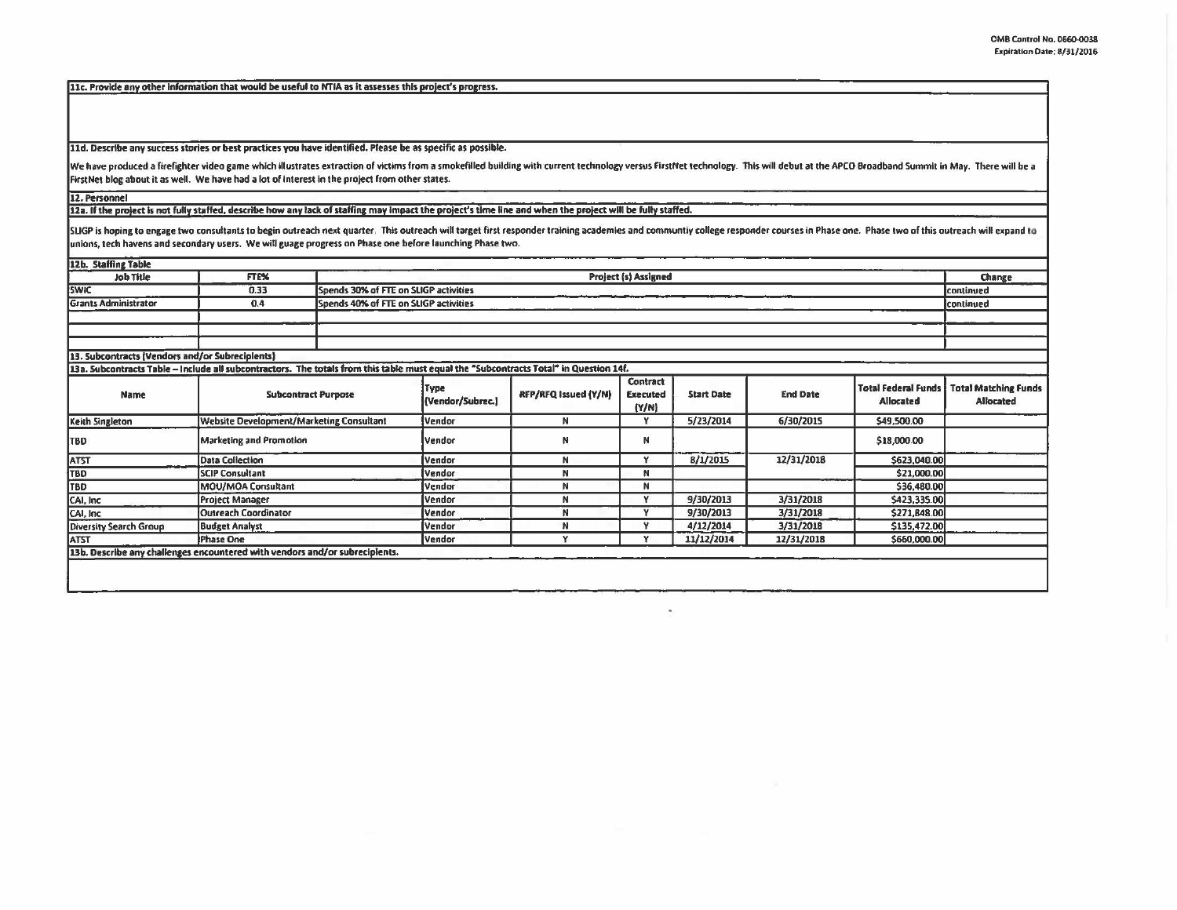OMB Control No. 0660-0038
Expiration Date: 8/31/2016

**11c. Provide any other information that would be useful to NTIA as it assesses this project's progress.**

**11d. Describe any success stories or best practices you have identified. Please be as specific as possible.**

We have produced a firefighter video game which illustrates extraction of victims from a smokefilled building with current technology versus FirstNet technology. This will debut at the APCO Broadband Summit in May. There will be a FirstNet blog about it as well. We have had a lot of interest in the project from other states.

**12. Personnel**

**12a. If the project is not fully staffed, describe how any lack of staffing may impact the project's time line and when the project will be fully staffed.**

SLIGP is hoping to engage two consultants to begin outreach next quarter. This outreach will target first responder training academies and communtiy college responder courses in Phase one. Phase two of this outreach will expand to unions, tech havens and secondary users. We will guage progress on Phase one before launching Phase two.

**12b. Staffing Table**

| Job Title | FTE% | Project (s) Assigned | Change |
|---|---|---|---|
| SWIC | 0.33 | Spends 30% of FTE on SLIGP activities | continued |
| Grants Administrator | 0.4 | Spends 40% of FTE on SLIGP activities | continued |
| | | | |
| | | | |
| | | | |

**13. Subcontracts (Vendors and/or Subrecipients)**

**13a. Subcontracts Table – Include all subcontractors. The totals from this table must equal the "Subcontracts Total" in Question 14f.**

| Name | Subcontract Purpose | Type (Vendor/Subrec.) | RFP/RFQ Issued (Y/N) | Contract Executed (Y/N) | Start Date | End Date | Total Federal Funds Allocated | Total Matching Funds Allocated |
|---|---|---|---|---|---|---|---|---|
| Keith Singleton | Website Development/Marketing Consultant | Vendor | N | Y | 5/23/2014 | 6/30/2015 | $49,500.00 | |
| TBD | Marketing and Promotion | Vendor | N | N | | | $18,000.00 | |
| ATST | Data Collection | Vendor | N | Y | 8/1/2015 | 12/31/2018 | $623,040.00 | |
| TBD | SCIP Consultant | Vendor | N | N | | | $21,000.00 | |
| TBD | MOU/MOA Consultant | Vendor | N | N | | | $36,480.00 | |
| CAI, Inc | Project Manager | Vendor | N | Y | 9/30/2013 | 3/31/2018 | $423,335.00 | |
| CAI, Inc | Outreach Coordinator | Vendor | N | Y | 9/30/2013 | 3/31/2018 | $271,848.00 | |
| Diversity Search Group | Budget Analyst | Vendor | N | Y | 4/12/2014 | 3/31/2018 | $135,472.00 | |
| ATST | Phase One | Vendor | Y | Y | 11/12/2014 | 12/31/2018 | $660,000.00 | |

**13b. Describe any challenges encountered with vendors and/or subrecipients.**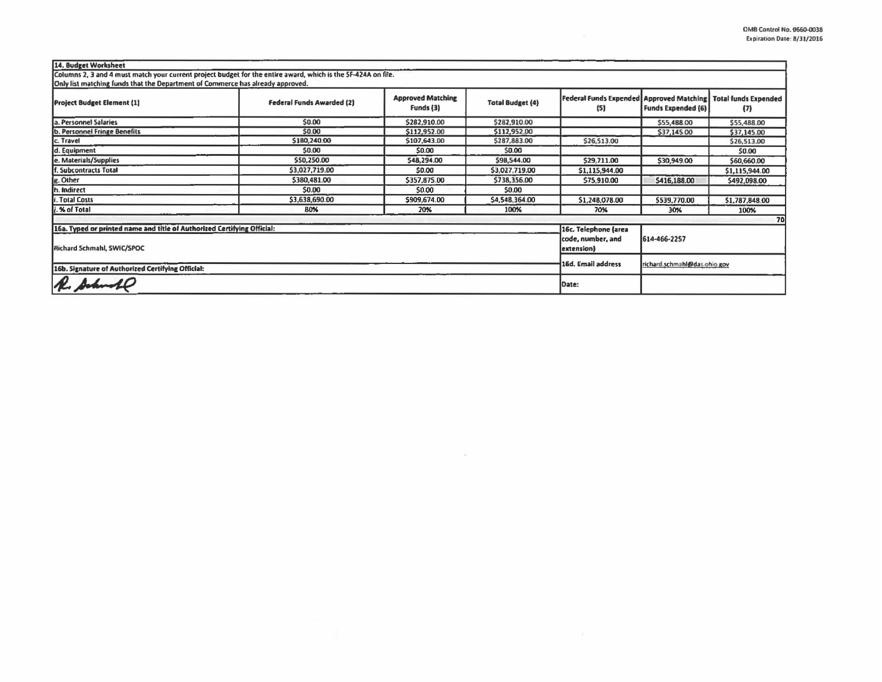OMB Control No. 0660-0038
Expiration Date: 8/31/2016

**14. Budget Worksheet**

Columns 2, 3 and 4 must match your current project budget for the entire award, which is the SF-424A on file.
Only list matching funds that the Department of Commerce has already approved.

| Project Budget Element (1) | Federal Funds Awarded (2) | Approved Matching Funds (3) | Total Budget (4) | Federal Funds Expended (5) | Approved Matching Funds Expended (6) | Total funds Expended (7) |
|---|---|---|---|---|---|---|
| a. Personnel Salaries | $0.00 | $282,910.00 | $282,910.00 | | $55,488.00 | $55,488.00 |
| b. Personnel Fringe Benefits | $0.00 | $112,952.00 | $112,952.00 | | $37,145.00 | $37,145.00 |
| c. Travel | $180,240.00 | $107,643.00 | $287,883.00 | $26,513.00 | | $26,513.00 |
| d. Equipment | $0.00 | $0.00 | $0.00 | | | $0.00 |
| e. Materials/Supplies | $50,250.00 | $48,294.00 | $98,544.00 | $29,711.00 | $30,949.00 | $60,660.00 |
| f. Subcontracts Total | $3,027,719.00 | $0.00 | $3,027,719.00 | $1,115,944.00 | | $1,115,944.00 |
| g. Other | $380,481.00 | $357,875.00 | $738,356.00 | $75,910.00 | $416,188.00 | $492,098.00 |
| h. Indirect | $0.00 | $0.00 | $0.00 | | | |
| i. Total Costs | $3,638,690.00 | $909,674.00 | $4,548,364.00 | $1,248,078.00 | $539,770.00 | $1,787,848.00 |
| j. % of Total | 80% | 20% | 100% | 70% | 30% | 100% |

70

| | | | |
|---|---|---|---|
| 16a. Typed or printed name and title of Authorized Certifying Official: Richard Schmahl, SWIC/SPOC | | 16c. Telephone (area code, number, and extension) | 614-466-2257 |
| 16b. Signature of Authorized Certifying Official: | | 16d. Email address | richard.schmahl@das.ohio.gov |
| R. Schmahl | | Date: | |